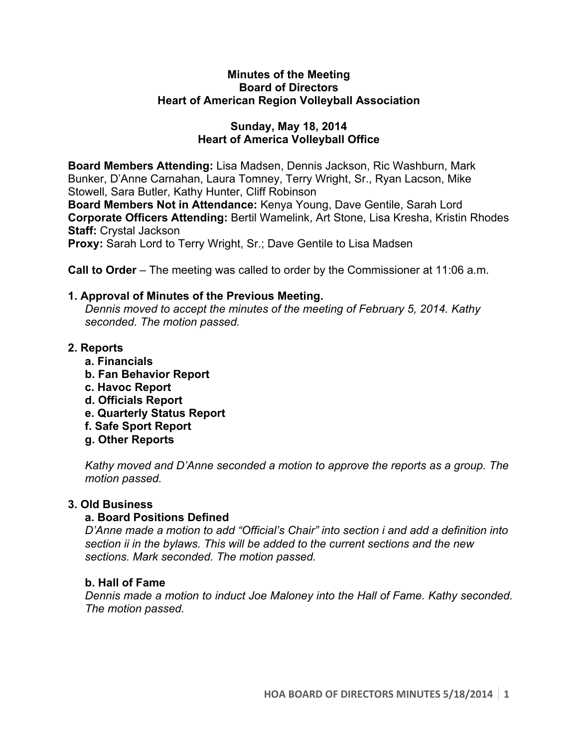**Minutes of the Meeting**
**Board of Directors**
**Heart of American Region Volleyball Association**

**Sunday, May 18, 2014**
**Heart of America Volleyball Office**

**Board Members Attending:** Lisa Madsen, Dennis Jackson, Ric Washburn, Mark Bunker, D'Anne Carnahan, Laura Tomney, Terry Wright, Sr., Ryan Lacson, Mike Stowell, Sara Butler, Kathy Hunter, Cliff Robinson
**Board Members Not in Attendance:** Kenya Young, Dave Gentile, Sarah Lord
**Corporate Officers Attending:** Bertil Wamelink, Art Stone, Lisa Kresha, Kristin Rhodes
**Staff:** Crystal Jackson
**Proxy:** Sarah Lord to Terry Wright, Sr.; Dave Gentile to Lisa Madsen

**Call to Order** – The meeting was called to order by the Commissioner at 11:06 a.m.

**1. Approval of Minutes of the Previous Meeting.**

*Dennis moved to accept the minutes of the meeting of February 5, 2014. Kathy seconded. The motion passed.*

**2. Reports**

- **a. Financials**
- **b. Fan Behavior Report**
- **c. Havoc Report**
- **d. Officials Report**
- **e. Quarterly Status Report**
- **f. Safe Sport Report**
- **g. Other Reports**

*Kathy moved and D'Anne seconded a motion to approve the reports as a group. The motion passed.*

**3. Old Business**

**a. Board Positions Defined**

*D'Anne made a motion to add "Official's Chair" into section i and add a definition into section ii in the bylaws. This will be added to the current sections and the new sections. Mark seconded. The motion passed.*

**b. Hall of Fame**

*Dennis made a motion to induct Joe Maloney into the Hall of Fame. Kathy seconded. The motion passed.*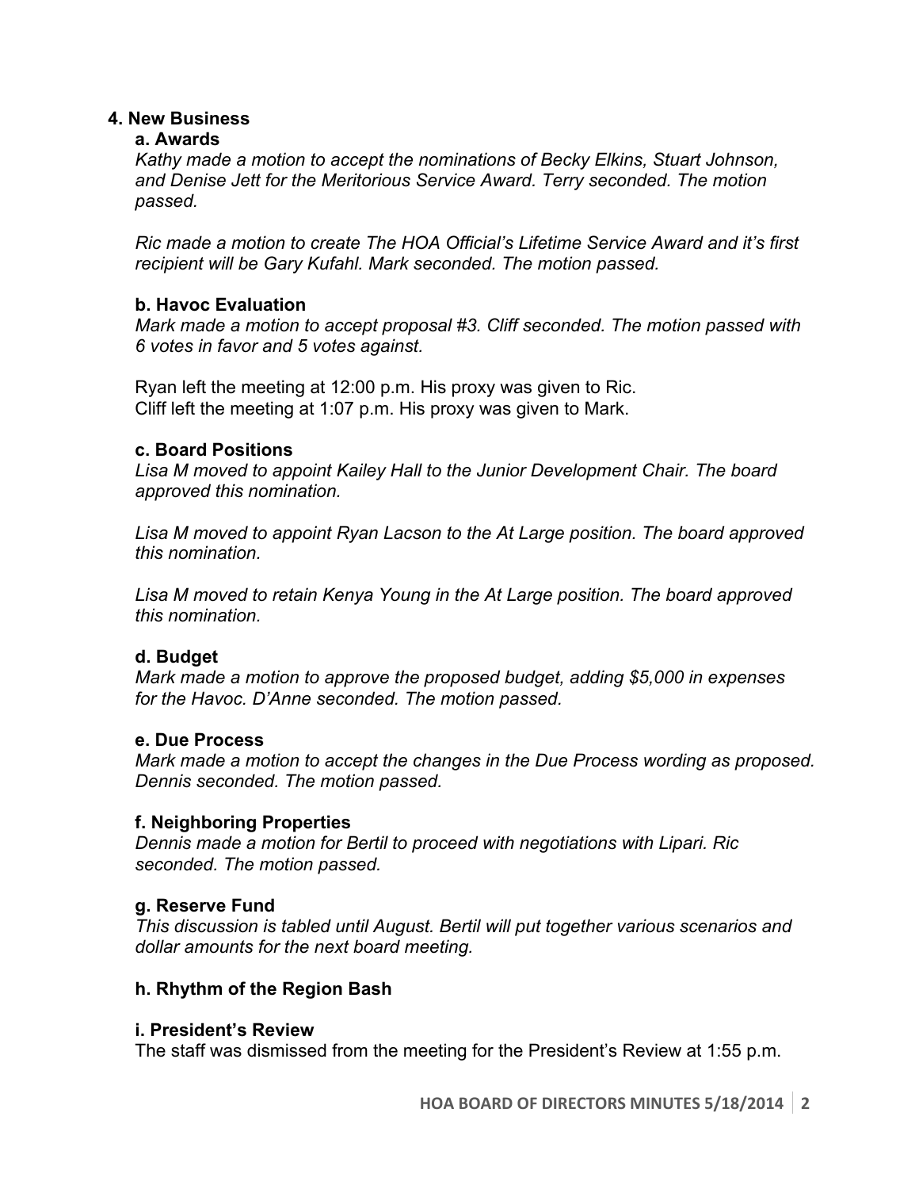## 4. New Business

### a. Awards

*Kathy made a motion to accept the nominations of Becky Elkins, Stuart Johnson, and Denise Jett for the Meritorious Service Award. Terry seconded. The motion passed.*

*Ric made a motion to create The HOA Official's Lifetime Service Award and it's first recipient will be Gary Kufahl. Mark seconded. The motion passed.*

### b. Havoc Evaluation

*Mark made a motion to accept proposal #3. Cliff seconded. The motion passed with 6 votes in favor and 5 votes against.*

Ryan left the meeting at 12:00 p.m. His proxy was given to Ric.
Cliff left the meeting at 1:07 p.m. His proxy was given to Mark.

### c. Board Positions

*Lisa M moved to appoint Kailey Hall to the Junior Development Chair. The board approved this nomination.*

*Lisa M moved to appoint Ryan Lacson to the At Large position. The board approved this nomination.*

*Lisa M moved to retain Kenya Young in the At Large position. The board approved this nomination.*

### d. Budget

*Mark made a motion to approve the proposed budget, adding $5,000 in expenses for the Havoc. D'Anne seconded. The motion passed.*

### e. Due Process

*Mark made a motion to accept the changes in the Due Process wording as proposed. Dennis seconded. The motion passed.*

### f. Neighboring Properties

*Dennis made a motion for Bertil to proceed with negotiations with Lipari. Ric seconded. The motion passed.*

### g. Reserve Fund

*This discussion is tabled until August. Bertil will put together various scenarios and dollar amounts for the next board meeting.*

### h. Rhythm of the Region Bash

### i. President's Review

The staff was dismissed from the meeting for the President's Review at 1:55 p.m.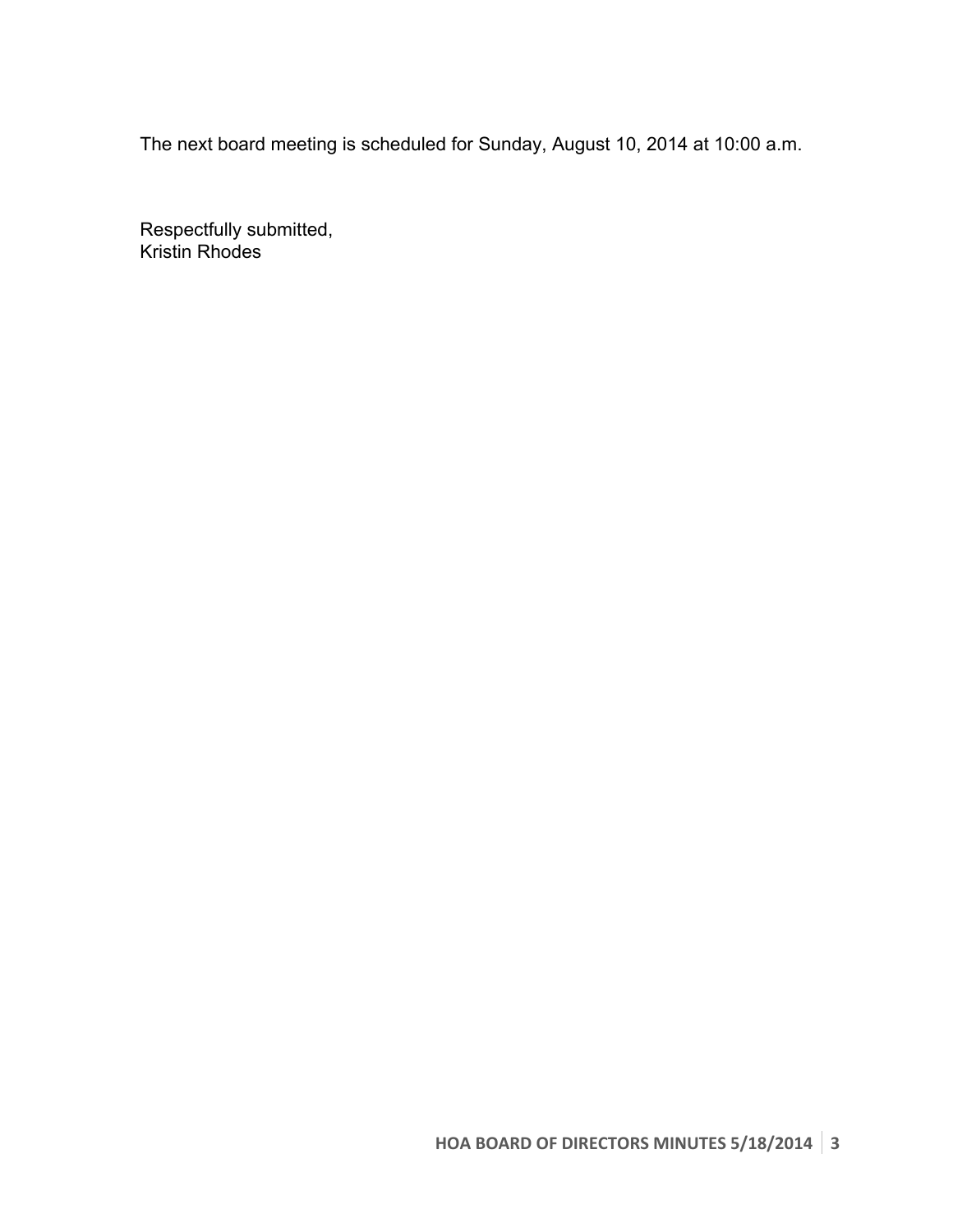The next board meeting is scheduled for Sunday, August 10, 2014 at 10:00 a.m.

Respectfully submitted,
Kristin Rhodes